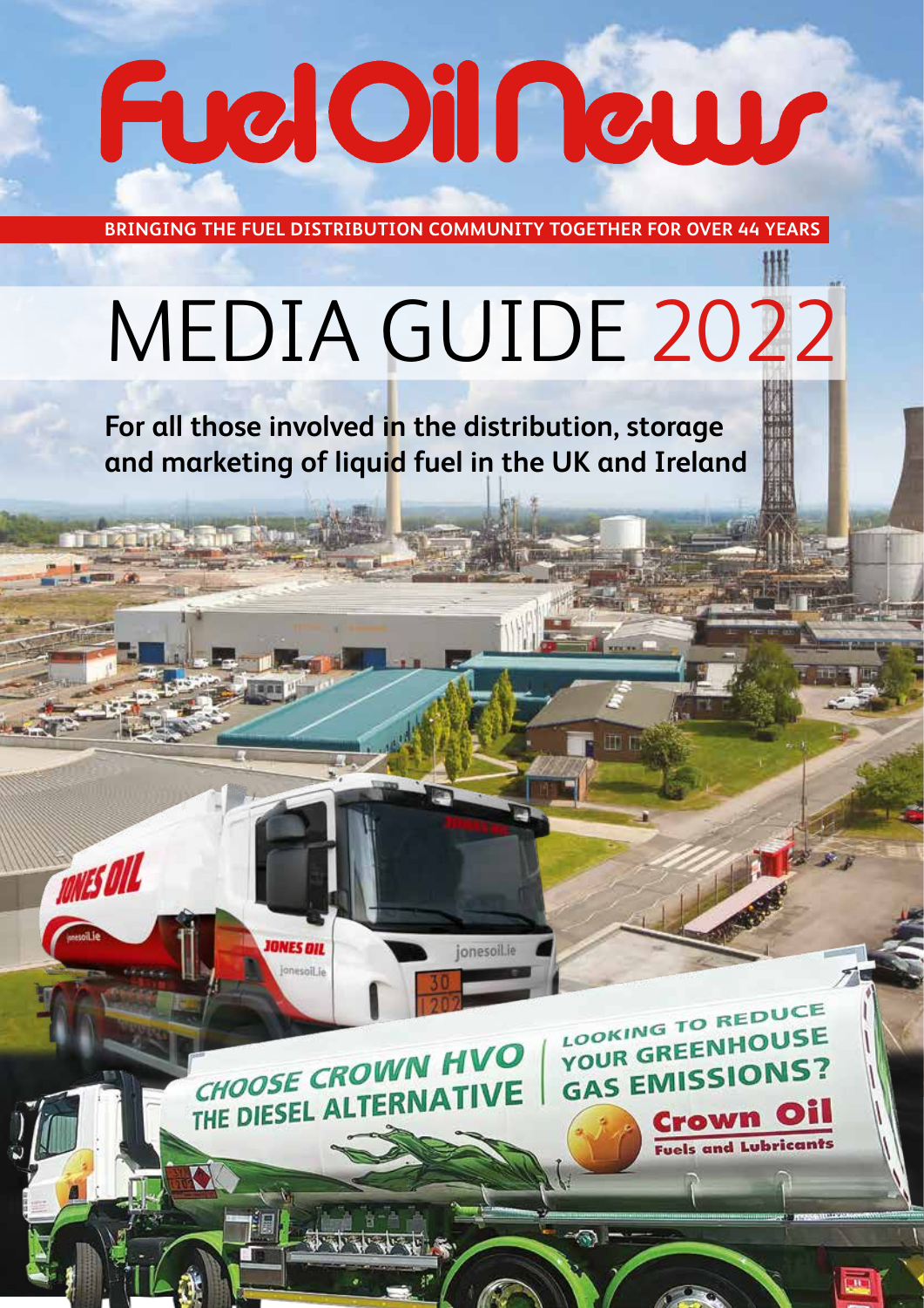# Fuel Oil News

BRINGING THE FUEL DISTRIBUTION COMMUNITY TOGETHER FOR OVER 44 YEARS

# MEDIA GUIDE 2022

**For all those involved in the distribution, storage and marketing of liquid fuel in the UK and Ireland**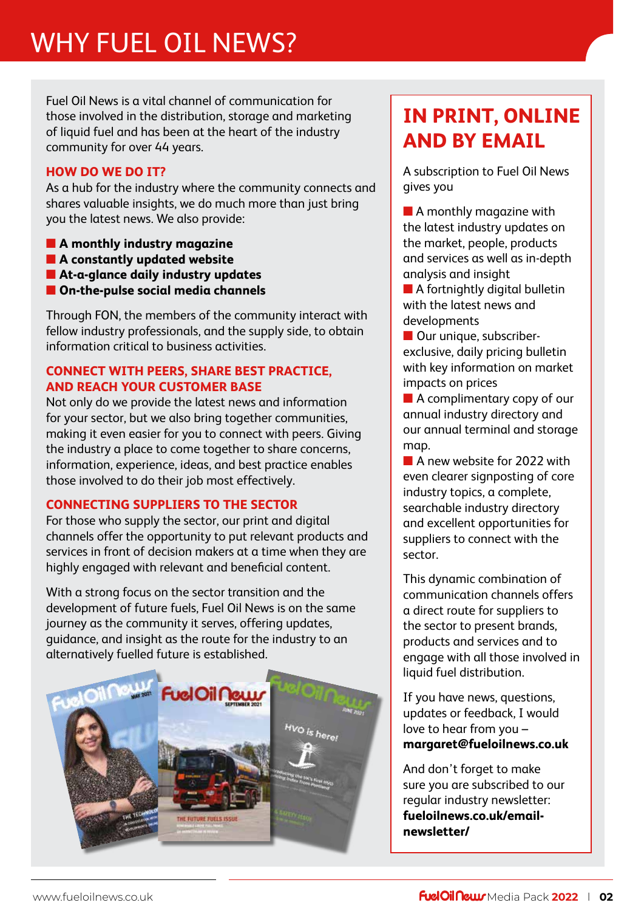# WHY FUEL OIL NEWS?

Fuel Oil News is a vital channel of communication for those involved in the distribution, storage and marketing of liquid fuel and has been at the heart of the industry community for over 44 years.

## HOW DO WE DO IT?

As a hub for the industry where the community connects and shares valuable insights, we do much more than just bring you the latest news. We also provide:

- **A monthly industry magazine**
- **A constantly updated website**
- **At-a-glance daily industry updates**
- **On-the-pulse social media channels**

Through FON, the members of the community interact with fellow industry professionals, and the supply side, to obtain information critical to business activities.

## CONNECT WITH PEERS, SHARE BEST PRACTICE, AND REACH YOUR CUSTOMER BASE

Not only do we provide the latest news and information for your sector, but we also bring together communities, making it even easier for you to connect with peers. Giving the industry a place to come together to share concerns, information, experience, ideas, and best practice enables those involved to do their job most effectively.

## CONNECTING SUPPLIERS TO THE SECTOR

For those who supply the sector, our print and digital channels offer the opportunity to put relevant products and services in front of decision makers at a time when they are highly engaged with relevant and beneficial content.

With a strong focus on the sector transition and the development of future fuels, Fuel Oil News is on the same journey as the community it serves, offering updates, guidance, and insight as the route for the industry to an alternatively fuelled future is established.

## IN PRINT, ONLINE AND BY EMAIL

A subscription to Fuel Oil News gives you

- A monthly magazine with the latest industry updates on the market, people, products and services as well as in-depth analysis and insight
- A fortnightly digital bulletin with the latest news and developments
- Our unique, subscriber-exclusive, daily pricing bulletin with key information on market impacts on prices
- A complimentary copy of our annual industry directory and our annual terminal and storage map.
- A new website for 2022 with even clearer signposting of core industry topics, a complete, searchable industry directory and excellent opportunities for suppliers to connect with the sector.

This dynamic combination of communication channels offers a direct route for suppliers to the sector to present brands, products and services and to engage with all those involved in liquid fuel distribution.

If you have news, questions, updates or feedback, I would love to hear from you – **margaret@fueloilnews.co.uk**

And don't forget to make sure you are subscribed to our regular industry newsletter: **fueloilnews.co.uk/email-newsletter/**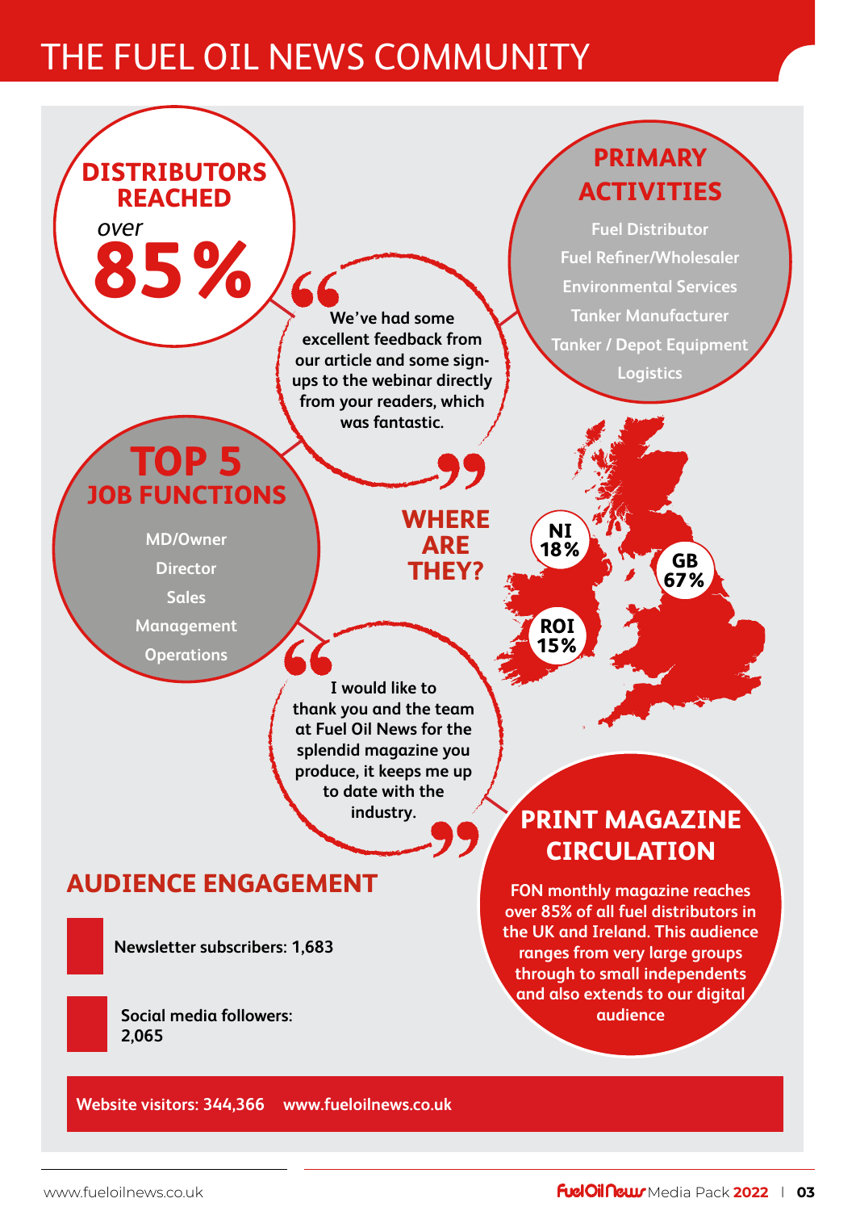# THE FUEL OIL NEWS COMMUNITY

## DISTRIBUTORS REACHED

*over*

**85%**

## PRIMARY ACTIVITIES

- Fuel Distributor
- Fuel Refiner/Wholesaler
- Environmental Services
- Tanker Manufacturer
- Tanker / Depot Equipment
- Logistics

> "We've had some excellent feedback from our article and some sign-ups to the webinar directly from your readers, which was fantastic."

## TOP 5 JOB FUNCTIONS

- MD/Owner
- Director
- Sales
- Management
- Operations

## WHERE ARE THEY?

- NI 18%
- GB 67%
- ROI 15%

> "I would like to thank you and the team at Fuel Oil News for the splendid magazine you produce, it keeps me up to date with the industry."

## AUDIENCE ENGAGEMENT

**Newsletter subscribers: 1,683**

**Social media followers: 2,065**

**Website visitors: 344,366 www.fueloilnews.co.uk**

## PRINT MAGAZINE CIRCULATION

FON monthly magazine reaches over 85% of all fuel distributors in the UK and Ireland. This audience ranges from very large groups through to small independents and also extends to our digital audience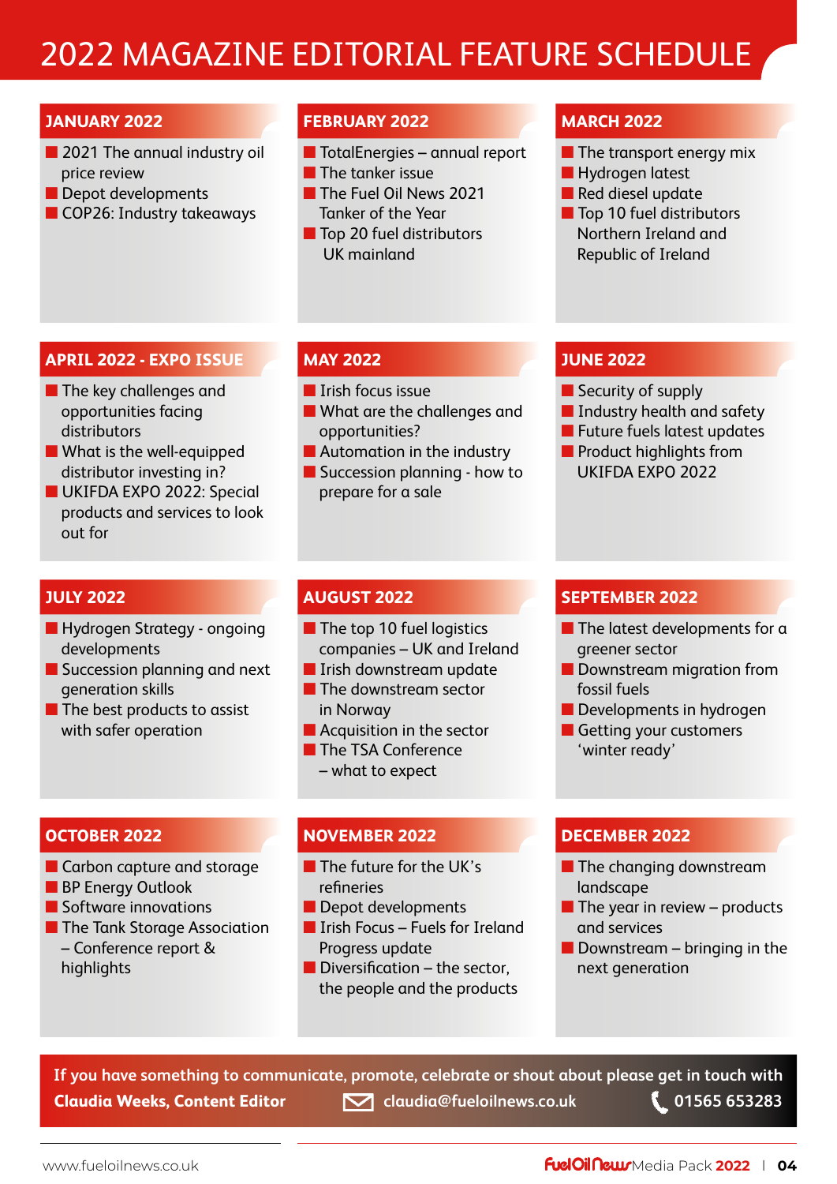# 2022 MAGAZINE EDITORIAL FEATURE SCHEDULE

## JANUARY 2022

- 2021 The annual industry oil price review
- Depot developments
- COP26: Industry takeaways

## FEBRUARY 2022

- TotalEnergies – annual report
- The tanker issue
- The Fuel Oil News 2021 Tanker of the Year
- Top 20 fuel distributors UK mainland

## MARCH 2022

- The transport energy mix
- Hydrogen latest
- Red diesel update
- Top 10 fuel distributors Northern Ireland and Republic of Ireland

## APRIL 2022 - EXPO ISSUE

- The key challenges and opportunities facing distributors
- What is the well-equipped distributor investing in?
- UKIFDA EXPO 2022: Special products and services to look out for

## MAY 2022

- Irish focus issue
- What are the challenges and opportunities?
- Automation in the industry
- Succession planning - how to prepare for a sale

## JUNE 2022

- Security of supply
- Industry health and safety
- Future fuels latest updates
- Product highlights from UKIFDA EXPO 2022

## JULY 2022

- Hydrogen Strategy - ongoing developments
- Succession planning and next generation skills
- The best products to assist with safer operation

## AUGUST 2022

- The top 10 fuel logistics companies – UK and Ireland
- Irish downstream update
- The downstream sector in Norway
- Acquisition in the sector
- The TSA Conference – what to expect

## SEPTEMBER 2022

- The latest developments for a greener sector
- Downstream migration from fossil fuels
- Developments in hydrogen
- Getting your customers 'winter ready'

## OCTOBER 2022

- Carbon capture and storage
- BP Energy Outlook
- Software innovations
- The Tank Storage Association – Conference report & highlights

## NOVEMBER 2022

- The future for the UK's refineries
- Depot developments
- Irish Focus – Fuels for Ireland Progress update
- Diversification – the sector, the people and the products

## DECEMBER 2022

- The changing downstream landscape
- The year in review – products and services
- Downstream – bringing in the next generation

**If you have something to communicate, promote, celebrate or shout about please get in touch with**
**Claudia Weeks, Content Editor** claudia@fueloilnews.co.uk 01565 653283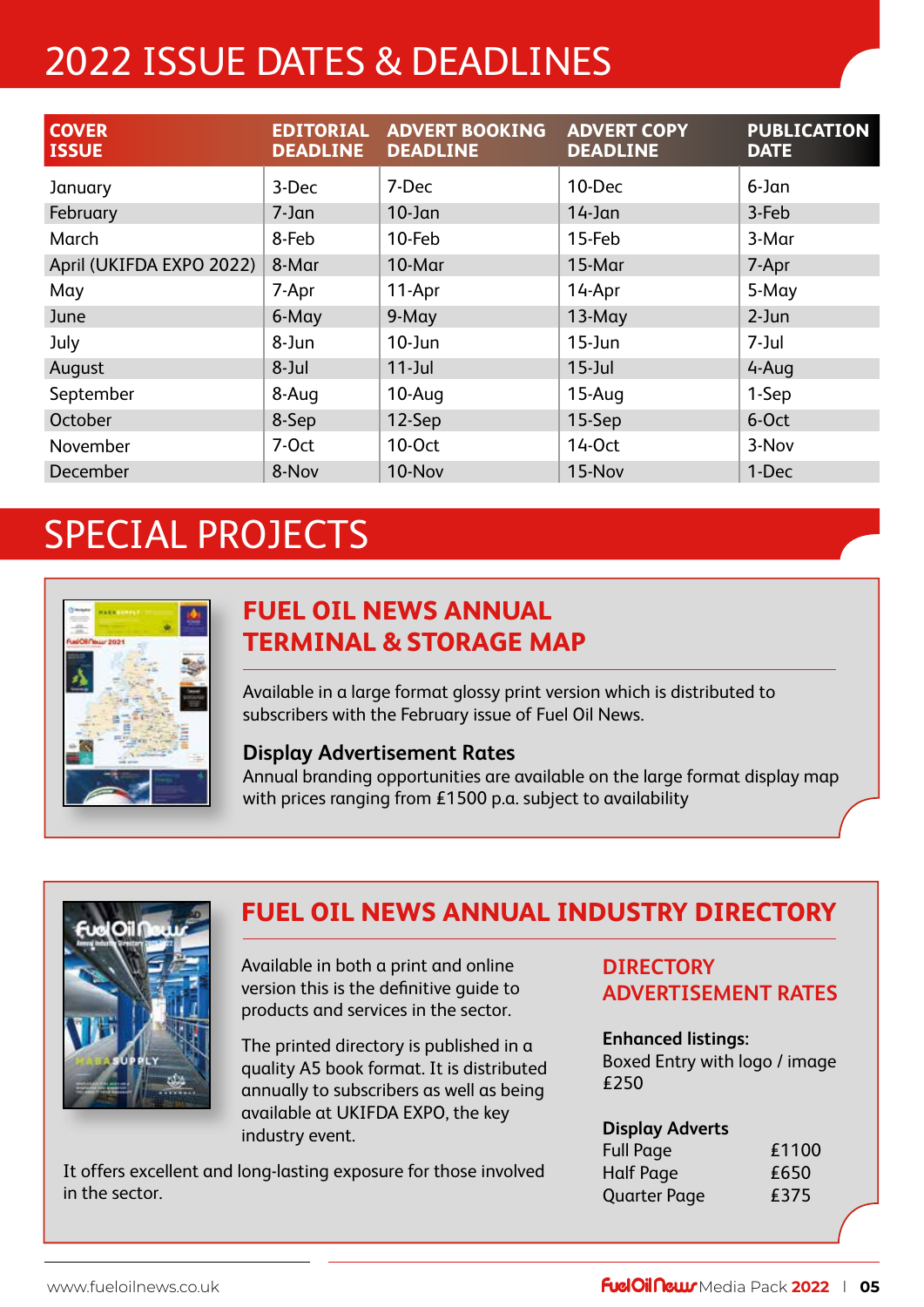# 2022 ISSUE DATES & DEADLINES

| COVER ISSUE | EDITORIAL DEADLINE | ADVERT BOOKING DEADLINE | ADVERT COPY DEADLINE | PUBLICATION DATE |
|---|---|---|---|---|
| January | 3-Dec | 7-Dec | 10-Dec | 6-Jan |
| February | 7-Jan | 10-Jan | 14-Jan | 3-Feb |
| March | 8-Feb | 10-Feb | 15-Feb | 3-Mar |
| April (UKIFDA EXPO 2022) | 8-Mar | 10-Mar | 15-Mar | 7-Apr |
| May | 7-Apr | 11-Apr | 14-Apr | 5-May |
| June | 6-May | 9-May | 13-May | 2-Jun |
| July | 8-Jun | 10-Jun | 15-Jun | 7-Jul |
| August | 8-Jul | 11-Jul | 15-Jul | 4-Aug |
| September | 8-Aug | 10-Aug | 15-Aug | 1-Sep |
| October | 8-Sep | 12-Sep | 15-Sep | 6-Oct |
| November | 7-Oct | 10-Oct | 14-Oct | 3-Nov |
| December | 8-Nov | 10-Nov | 15-Nov | 1-Dec |

# SPECIAL PROJECTS

## FUEL OIL NEWS ANNUAL TERMINAL & STORAGE MAP

Available in a large format glossy print version which is distributed to subscribers with the February issue of Fuel Oil News.

### Display Advertisement Rates

Annual branding opportunities are available on the large format display map with prices ranging from £1500 p.a. subject to availability

## FUEL OIL NEWS ANNUAL INDUSTRY DIRECTORY

Available in both a print and online version this is the definitive guide to products and services in the sector.

The printed directory is published in a quality A5 book format. It is distributed annually to subscribers as well as being available at UKIFDA EXPO, the key industry event.

It offers excellent and long-lasting exposure for those involved in the sector.

### DIRECTORY ADVERTISEMENT RATES

**Enhanced listings:**
Boxed Entry with logo / image
£250

**Display Adverts**

| | |
|---|---|
| Full Page | £1100 |
| Half Page | £650 |
| Quarter Page | £375 |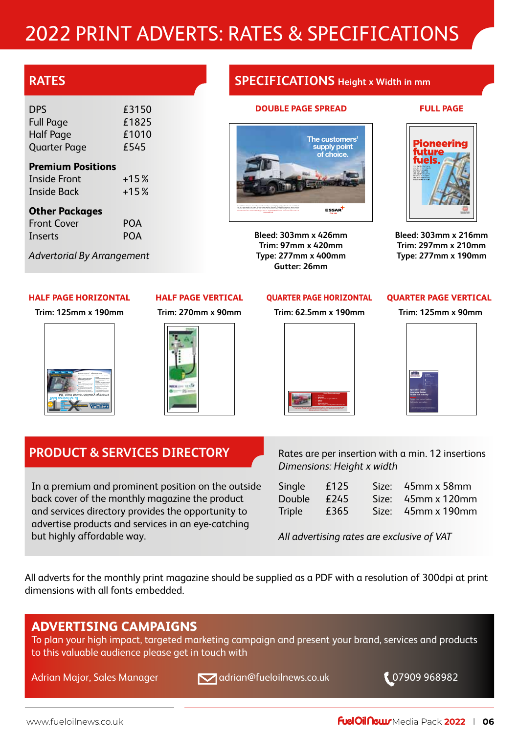# 2022 PRINT ADVERTS: RATES & SPECIFICATIONS

## RATES

| | |
|---|---|
| DPS | £3150 |
| Full Page | £1825 |
| Half Page | £1010 |
| Quarter Page | £545 |

**Premium Positions**

| | |
|---|---|
| Inside Front | +15 % |
| Inside Back | +15 % |

**Other Packages**

| | |
|---|---|
| Front Cover | POA |
| Inserts | POA |

*Advertorial By Arrangement*

## SPECIFICATIONS Height x Width in mm

### DOUBLE PAGE SPREAD

Bleed: 303mm x 426mm
Trim: 97mm x 420mm
Type: 277mm x 400mm
Gutter: 26mm

### FULL PAGE

Bleed: 303mm x 216mm
Trim: 297mm x 210mm
Type: 277mm x 190mm

### HALF PAGE HORIZONTAL

Trim: 125mm x 190mm

### HALF PAGE VERTICAL

Trim: 270mm x 90mm

### QUARTER PAGE HORIZONTAL

Trim: 62.5mm x 190mm

### QUARTER PAGE VERTICAL

Trim: 125mm x 90mm

## PRODUCT & SERVICES DIRECTORY

In a premium and prominent position on the outside back cover of the monthly magazine the product and services directory provides the opportunity to advertise products and services in an eye-catching but highly affordable way.

Rates are per insertion with a min. 12 insertions
*Dimensions: Height x width*

| | | | |
|---|---|---|---|
| Single | £125 | Size: | 45mm x 58mm |
| Double | £245 | Size: | 45mm x 120mm |
| Triple | £365 | Size: | 45mm x 190mm |

*All advertising rates are exclusive of VAT*

All adverts for the monthly print magazine should be supplied as a PDF with a resolution of 300dpi at print dimensions with all fonts embedded.

## ADVERTISING CAMPAIGNS

To plan your high impact, targeted marketing campaign and present your brand, services and products to this valuable audience please get in touch with

Adrian Major, Sales Manager     adrian@fueloilnews.co.uk     07909 968982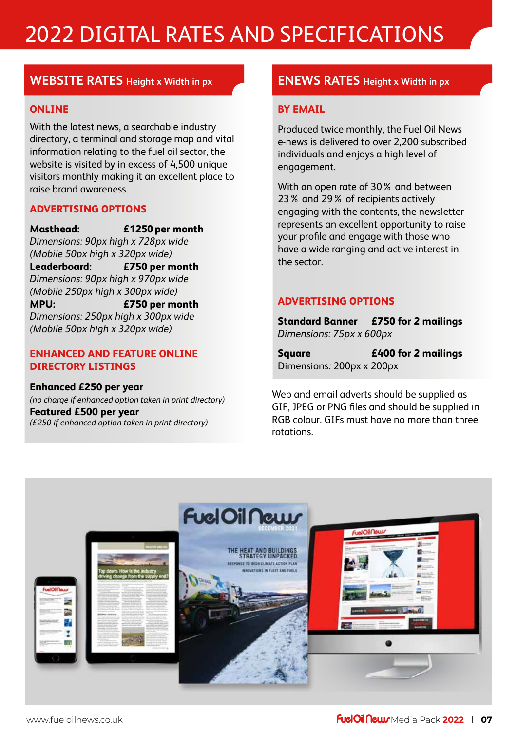# 2022 DIGITAL RATES AND SPECIFICATIONS

## WEBSITE RATES Height x Width in px

### ONLINE

With the latest news, a searchable industry directory, a terminal and storage map and vital information relating to the fuel oil sector, the website is visited by in excess of 4,500 unique visitors monthly making it an excellent place to raise brand awareness.

### ADVERTISING OPTIONS

**Masthead: £1250 per month**
*Dimensions: 90px high x 728px wide*
*(Mobile 50px high x 320px wide)*
**Leaderboard: £750 per month**
*Dimensions: 90px high x 970px wide*
*(Mobile 250px high x 300px wide)*
**MPU: £750 per month**
*Dimensions: 250px high x 300px wide*
*(Mobile 50px high x 320px wide)*

### ENHANCED AND FEATURE ONLINE DIRECTORY LISTINGS

**Enhanced £250 per year**
*(no charge if enhanced option taken in print directory)*
**Featured £500 per year**
*(£250 if enhanced option taken in print directory)*

## ENEWS RATES Height x Width in px

### BY EMAIL

Produced twice monthly, the Fuel Oil News e-news is delivered to over 2,200 subscribed individuals and enjoys a high level of engagement.

With an open rate of 30 % and between 23 % and 29 % of recipients actively engaging with the contents, the newsletter represents an excellent opportunity to raise your profile and engage with those who have a wide ranging and active interest in the sector.

### ADVERTISING OPTIONS

**Standard Banner £750 for 2 mailings**
*Dimensions: 75px x 600px*

**Square £400 for 2 mailings**
Dimensions*:* 200px x 200px

Web and email adverts should be supplied as GIF, JPEG or PNG files and should be supplied in RGB colour. GIFs must have no more than three rotations.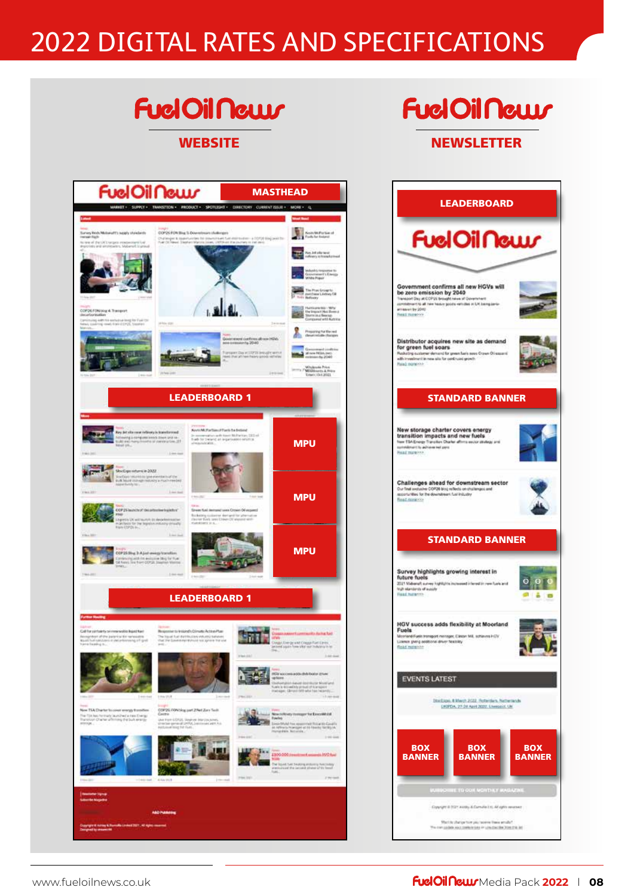# 2022 DIGITAL RATES AND SPECIFICATIONS

## FuelOilNews WEBSITE

MASTHEAD

LEADERBOARD 1

MPU

MPU

MPU

LEADERBOARD 1

## FuelOilNews NEWSLETTER

LEADERBOARD

STANDARD BANNER

STANDARD BANNER

BOX BANNER

BOX BANNER

BOX BANNER

www.fueloilnews.co.uk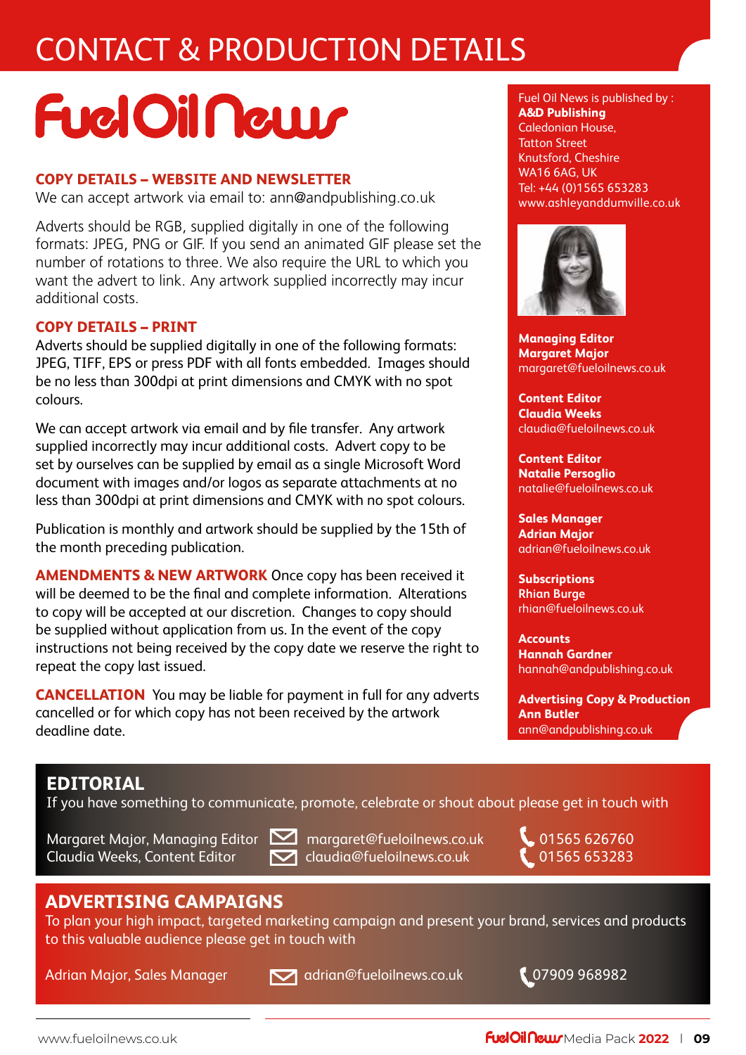# CONTACT & PRODUCTION DETAILS

**FuelOilNews**

## COPY DETAILS – WEBSITE AND NEWSLETTER

We can accept artwork via email to: ann@andpublishing.co.uk

Adverts should be RGB, supplied digitally in one of the following formats: JPEG, PNG or GIF. If you send an animated GIF please set the number of rotations to three. We also require the URL to which you want the advert to link. Any artwork supplied incorrectly may incur additional costs.

## COPY DETAILS – PRINT

Adverts should be supplied digitally in one of the following formats: JPEG, TIFF, EPS or press PDF with all fonts embedded. Images should be no less than 300dpi at print dimensions and CMYK with no spot colours.

We can accept artwork via email and by file transfer. Any artwork supplied incorrectly may incur additional costs. Advert copy to be set by ourselves can be supplied by email as a single Microsoft Word document with images and/or logos as separate attachments at no less than 300dpi at print dimensions and CMYK with no spot colours.

Publication is monthly and artwork should be supplied by the 15th of the month preceding publication.

**AMENDMENTS & NEW ARTWORK** Once copy has been received it will be deemed to be the final and complete information. Alterations to copy will be accepted at our discretion. Changes to copy should be supplied without application from us. In the event of the copy instructions not being received by the copy date we reserve the right to repeat the copy last issued.

**CANCELLATION** You may be liable for payment in full for any adverts cancelled or for which copy has not been received by the artwork deadline date.

Fuel Oil News is published by :
**A&D Publishing**
Caledonian House,
Tatton Street
Knutsford, Cheshire
WA16 6AG, UK
Tel: +44 (0)1565 653283
www.ashleyanddumville.co.uk

**Managing Editor**
**Margaret Major**
margaret@fueloilnews.co.uk

**Content Editor**
**Claudia Weeks**
claudia@fueloilnews.co.uk

**Content Editor**
**Natalie Persoglio**
natalie@fueloilnews.co.uk

**Sales Manager**
**Adrian Major**
adrian@fueloilnews.co.uk

**Subscriptions**
Rhian Burge
rhian@fueloilnews.co.uk

**Accounts**
**Hannah Gardner**
hannah@andpublishing.co.uk

**Advertising Copy & Production**
**Ann Butler**
ann@andpublishing.co.uk

## EDITORIAL

If you have something to communicate, promote, celebrate or shout about please get in touch with

Margaret Major, Managing Editor — margaret@fueloilnews.co.uk — 01565 626760
Claudia Weeks, Content Editor — claudia@fueloilnews.co.uk — 01565 653283

## ADVERTISING CAMPAIGNS

To plan your high impact, targeted marketing campaign and present your brand, services and products to this valuable audience please get in touch with

Adrian Major, Sales Manager — adrian@fueloilnews.co.uk — 07909 968982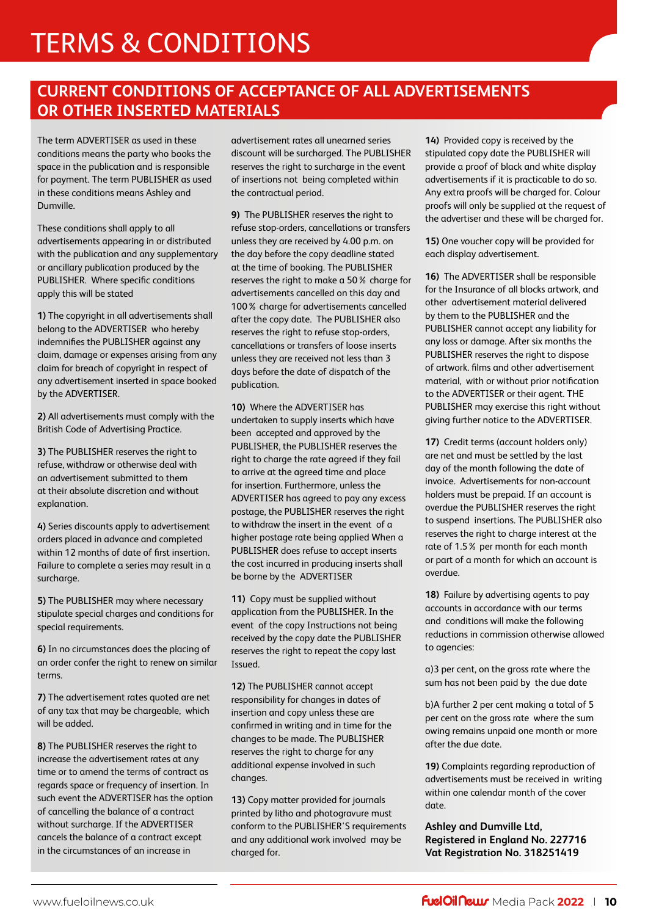# TERMS & CONDITIONS

## CURRENT CONDITIONS OF ACCEPTANCE OF ALL ADVERTISEMENTS OR OTHER INSERTED MATERIALS

The term ADVERTISER as used in these conditions means the party who books the space in the publication and is responsible for payment. The term PUBLISHER as used in these conditions means Ashley and Dumville.

These conditions shall apply to all advertisements appearing in or distributed with the publication and any supplementary or ancillary publication produced by the PUBLISHER. Where specific conditions apply this will be stated

**1)** The copyright in all advertisements shall belong to the ADVERTISER who hereby indemnifies the PUBLISHER against any claim, damage or expenses arising from any claim for breach of copyright in respect of any advertisement inserted in space booked by the ADVERTISER.

**2)** All advertisements must comply with the British Code of Advertising Practice.

**3)** The PUBLISHER reserves the right to refuse, withdraw or otherwise deal with an advertisement submitted to them at their absolute discretion and without explanation.

**4)** Series discounts apply to advertisement orders placed in advance and completed within 12 months of date of first insertion. Failure to complete a series may result in a surcharge.

**5)** The PUBLISHER may where necessary stipulate special charges and conditions for special requirements.

**6)** In no circumstances does the placing of an order confer the right to renew on similar terms.

**7)** The advertisement rates quoted are net of any tax that may be chargeable, which will be added.

**8)** The PUBLISHER reserves the right to increase the advertisement rates at any time or to amend the terms of contract as regards space or frequency of insertion. In such event the ADVERTISER has the option of cancelling the balance of a contract without surcharge. If the ADVERTISER cancels the balance of a contract except in the circumstances of an increase in advertisement rates all unearned series discount will be surcharged. The PUBLISHER reserves the right to surcharge in the event of insertions not being completed within the contractual period.

**9)** The PUBLISHER reserves the right to refuse stop-orders, cancellations or transfers unless they are received by 4.00 p.m. on the day before the copy deadline stated at the time of booking. The PUBLISHER reserves the right to make a 50 % charge for advertisements cancelled on this day and 100 % charge for advertisements cancelled after the copy date. The PUBLISHER also reserves the right to refuse stop-orders, cancellations or transfers of loose inserts unless they are received not less than 3 days before the date of dispatch of the publication.

**10)** Where the ADVERTISER has undertaken to supply inserts which have been accepted and approved by the PUBLISHER, the PUBLISHER reserves the right to charge the rate agreed if they fail to arrive at the agreed time and place for insertion. Furthermore, unless the ADVERTISER has agreed to pay any excess postage, the PUBLISHER reserves the right to withdraw the insert in the event of a higher postage rate being applied When a PUBLISHER does refuse to accept inserts the cost incurred in producing inserts shall be borne by the ADVERTISER

**11)** Copy must be supplied without application from the PUBLISHER. In the event of the copy Instructions not being received by the copy date the PUBLISHER reserves the right to repeat the copy last Issued.

**12)** The PUBLISHER cannot accept responsibility for changes in dates of insertion and copy unless these are confirmed in writing and in time for the changes to be made. The PUBLISHER reserves the right to charge for any additional expense involved in such changes.

**13)** Copy matter provided for journals printed by litho and photogravure must conform to the PUBLISHER'S requirements and any additional work involved may be charged for.

**14)** Provided copy is received by the stipulated copy date the PUBLISHER will provide a proof of black and white display advertisements if it is practicable to do so. Any extra proofs will be charged for. Colour proofs will only be supplied at the request of the advertiser and these will be charged for.

**15)** One voucher copy will be provided for each display advertisement.

**16)** The ADVERTISER shall be responsible for the Insurance of all blocks artwork, and other advertisement material delivered by them to the PUBLISHER and the PUBLISHER cannot accept any liability for any loss or damage. After six months the PUBLISHER reserves the right to dispose of artwork. films and other advertisement material, with or without prior notification to the ADVERTISER or their agent. THE PUBLISHER may exercise this right without giving further notice to the ADVERTISER.

**17)** Credit terms (account holders only) are net and must be settled by the last day of the month following the date of invoice. Advertisements for non-account holders must be prepaid. If an account is overdue the PUBLISHER reserves the right to suspend insertions. The PUBLISHER also reserves the right to charge interest at the rate of 1.5 % per month for each month or part of a month for which an account is overdue.

**18)** Failure by advertising agents to pay accounts in accordance with our terms and conditions will make the following reductions in commission otherwise allowed to agencies:

a)3 per cent, on the gross rate where the sum has not been paid by the due date

b)A further 2 per cent making a total of 5 per cent on the gross rate where the sum owing remains unpaid one month or more after the due date.

**19)** Complaints regarding reproduction of advertisements must be received in writing within one calendar month of the cover date.

**Ashley and Dumville Ltd,**
**Registered in England No. 227716**
**Vat Registration No. 318251419**

www.fueloilnews.co.uk

FuelOilNews Media Pack 2022